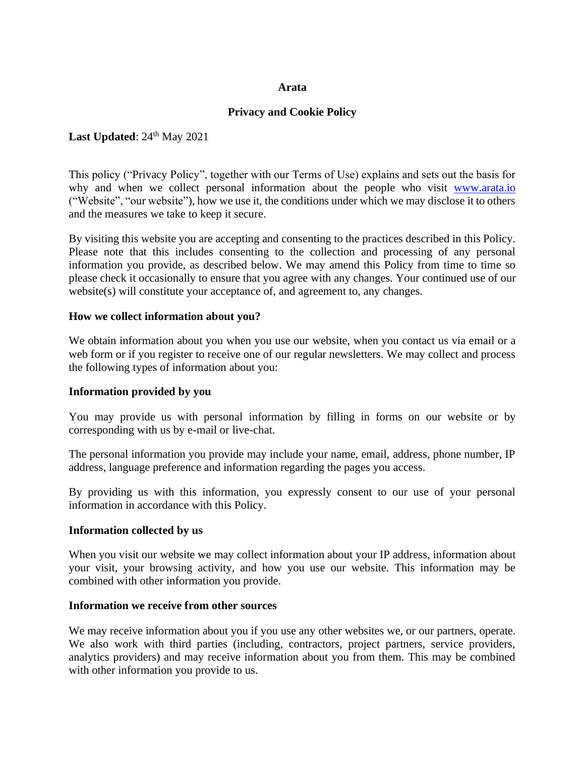# Arata

## Privacy and Cookie Policy

**Last Updated**: 24th May 2021

This policy ("Privacy Policy", together with our Terms of Use) explains and sets out the basis for why and when we collect personal information about the people who visit www.arata.io ("Website", "our website"), how we use it, the conditions under which we may disclose it to others and the measures we take to keep it secure.

By visiting this website you are accepting and consenting to the practices described in this Policy. Please note that this includes consenting to the collection and processing of any personal information you provide, as described below. We may amend this Policy from time to time so please check it occasionally to ensure that you agree with any changes. Your continued use of our website(s) will constitute your acceptance of, and agreement to, any changes.

### How we collect information about you?

We obtain information about you when you use our website, when you contact us via email or a web form or if you register to receive one of our regular newsletters. We may collect and process the following types of information about you:

### Information provided by you

You may provide us with personal information by filling in forms on our website or by corresponding with us by e-mail or live-chat.

The personal information you provide may include your name, email, address, phone number, IP address, language preference and information regarding the pages you access.

By providing us with this information, you expressly consent to our use of your personal information in accordance with this Policy.

### Information collected by us

When you visit our website we may collect information about your IP address, information about your visit, your browsing activity, and how you use our website. This information may be combined with other information you provide.

### Information we receive from other sources

We may receive information about you if you use any other websites we, or our partners, operate. We also work with third parties (including, contractors, project partners, service providers, analytics providers) and may receive information about you from them. This may be combined with other information you provide to us.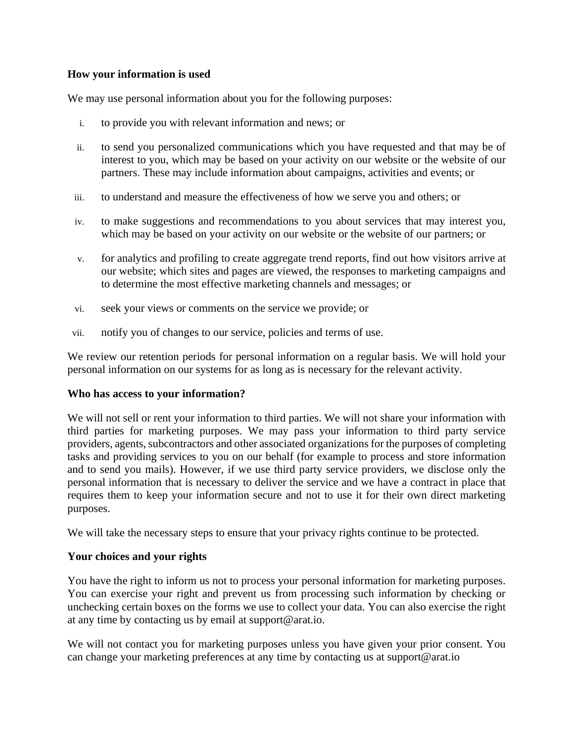**How your information is used**

We may use personal information about you for the following purposes:

i. to provide you with relevant information and news; or

ii. to send you personalized communications which you have requested and that may be of interest to you, which may be based on your activity on our website or the website of our partners. These may include information about campaigns, activities and events; or

iii. to understand and measure the effectiveness of how we serve you and others; or

iv. to make suggestions and recommendations to you about services that may interest you, which may be based on your activity on our website or the website of our partners; or

v. for analytics and profiling to create aggregate trend reports, find out how visitors arrive at our website; which sites and pages are viewed, the responses to marketing campaigns and to determine the most effective marketing channels and messages; or

vi. seek your views or comments on the service we provide; or

vii. notify you of changes to our service, policies and terms of use.

We review our retention periods for personal information on a regular basis. We will hold your personal information on our systems for as long as is necessary for the relevant activity.

**Who has access to your information?**

We will not sell or rent your information to third parties. We will not share your information with third parties for marketing purposes. We may pass your information to third party service providers, agents, subcontractors and other associated organizations for the purposes of completing tasks and providing services to you on our behalf (for example to process and store information and to send you mails). However, if we use third party service providers, we disclose only the personal information that is necessary to deliver the service and we have a contract in place that requires them to keep your information secure and not to use it for their own direct marketing purposes.

We will take the necessary steps to ensure that your privacy rights continue to be protected.

**Your choices and your rights**

You have the right to inform us not to process your personal information for marketing purposes. You can exercise your right and prevent us from processing such information by checking or unchecking certain boxes on the forms we use to collect your data. You can also exercise the right at any time by contacting us by email at support@arat.io.

We will not contact you for marketing purposes unless you have given your prior consent. You can change your marketing preferences at any time by contacting us at support@arat.io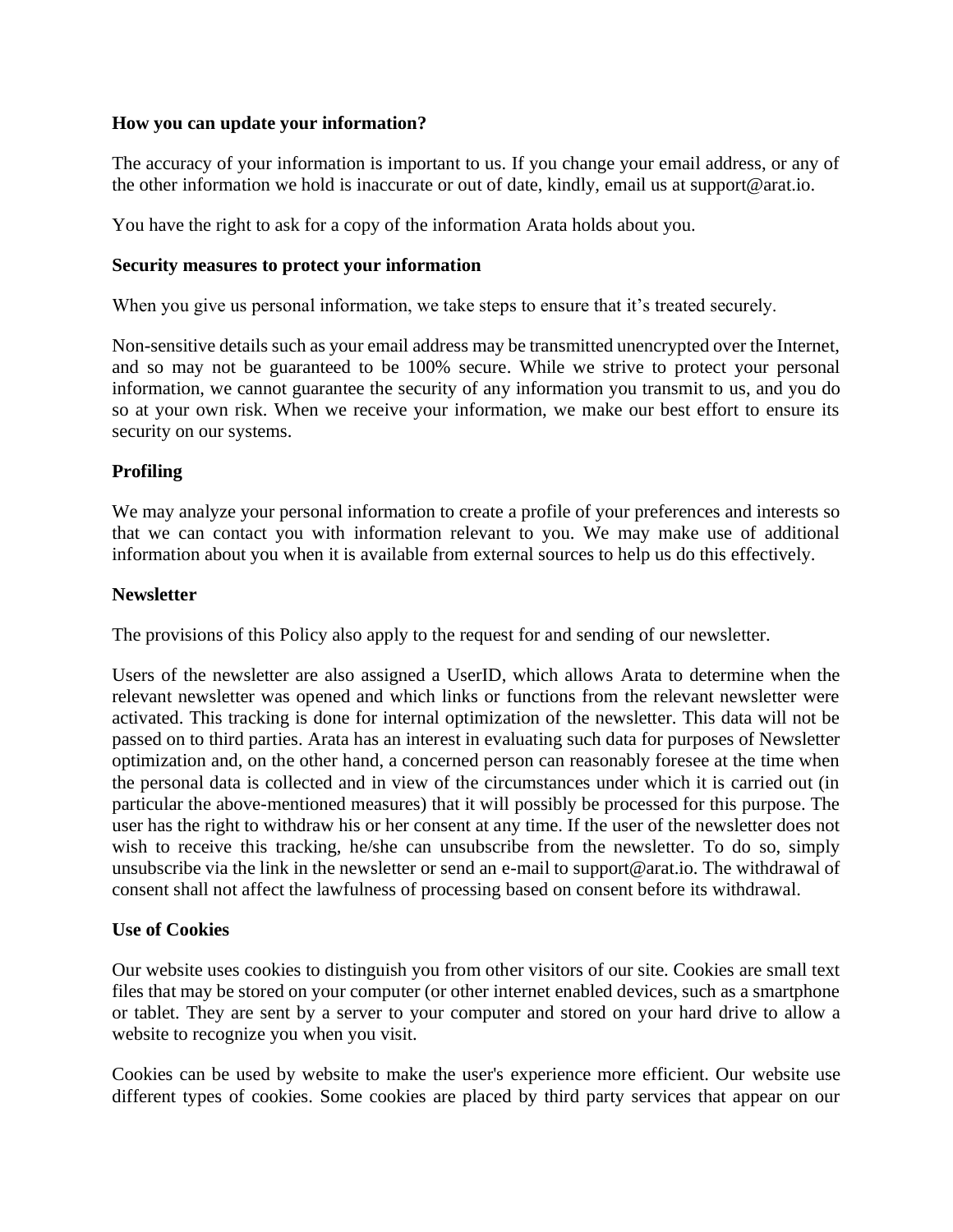**How you can update your information?**

The accuracy of your information is important to us. If you change your email address, or any of the other information we hold is inaccurate or out of date, kindly, email us at support@arat.io.

You have the right to ask for a copy of the information Arata holds about you.

**Security measures to protect your information**

When you give us personal information, we take steps to ensure that it's treated securely.

Non-sensitive details such as your email address may be transmitted unencrypted over the Internet, and so may not be guaranteed to be 100% secure. While we strive to protect your personal information, we cannot guarantee the security of any information you transmit to us, and you do so at your own risk. When we receive your information, we make our best effort to ensure its security on our systems.

**Profiling**

We may analyze your personal information to create a profile of your preferences and interests so that we can contact you with information relevant to you. We may make use of additional information about you when it is available from external sources to help us do this effectively.

**Newsletter**

The provisions of this Policy also apply to the request for and sending of our newsletter.

Users of the newsletter are also assigned a UserID, which allows Arata to determine when the relevant newsletter was opened and which links or functions from the relevant newsletter were activated. This tracking is done for internal optimization of the newsletter. This data will not be passed on to third parties. Arata has an interest in evaluating such data for purposes of Newsletter optimization and, on the other hand, a concerned person can reasonably foresee at the time when the personal data is collected and in view of the circumstances under which it is carried out (in particular the above-mentioned measures) that it will possibly be processed for this purpose. The user has the right to withdraw his or her consent at any time. If the user of the newsletter does not wish to receive this tracking, he/she can unsubscribe from the newsletter. To do so, simply unsubscribe via the link in the newsletter or send an e-mail to support@arat.io. The withdrawal of consent shall not affect the lawfulness of processing based on consent before its withdrawal.

**Use of Cookies**

Our website uses cookies to distinguish you from other visitors of our site. Cookies are small text files that may be stored on your computer (or other internet enabled devices, such as a smartphone or tablet. They are sent by a server to your computer and stored on your hard drive to allow a website to recognize you when you visit.

Cookies can be used by website to make the user's experience more efficient. Our website use different types of cookies. Some cookies are placed by third party services that appear on our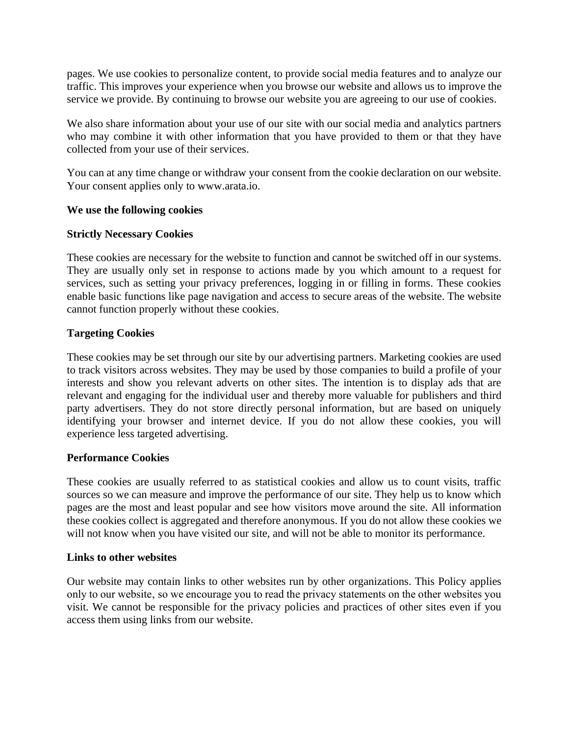pages. We use cookies to personalize content, to provide social media features and to analyze our traffic. This improves your experience when you browse our website and allows us to improve the service we provide. By continuing to browse our website you are agreeing to our use of cookies.

We also share information about your use of our site with our social media and analytics partners who may combine it with other information that you have provided to them or that they have collected from your use of their services.

You can at any time change or withdraw your consent from the cookie declaration on our website. Your consent applies only to www.arata.io.

**We use the following cookies**

**Strictly Necessary Cookies**

These cookies are necessary for the website to function and cannot be switched off in our systems. They are usually only set in response to actions made by you which amount to a request for services, such as setting your privacy preferences, logging in or filling in forms. These cookies enable basic functions like page navigation and access to secure areas of the website. The website cannot function properly without these cookies.

**Targeting Cookies**

These cookies may be set through our site by our advertising partners. Marketing cookies are used to track visitors across websites. They may be used by those companies to build a profile of your interests and show you relevant adverts on other sites. The intention is to display ads that are relevant and engaging for the individual user and thereby more valuable for publishers and third party advertisers. They do not store directly personal information, but are based on uniquely identifying your browser and internet device. If you do not allow these cookies, you will experience less targeted advertising.

**Performance Cookies**

These cookies are usually referred to as statistical cookies and allow us to count visits, traffic sources so we can measure and improve the performance of our site. They help us to know which pages are the most and least popular and see how visitors move around the site. All information these cookies collect is aggregated and therefore anonymous. If you do not allow these cookies we will not know when you have visited our site, and will not be able to monitor its performance.

**Links to other websites**

Our website may contain links to other websites run by other organizations. This Policy applies only to our website, so we encourage you to read the privacy statements on the other websites you visit. We cannot be responsible for the privacy policies and practices of other sites even if you access them using links from our website.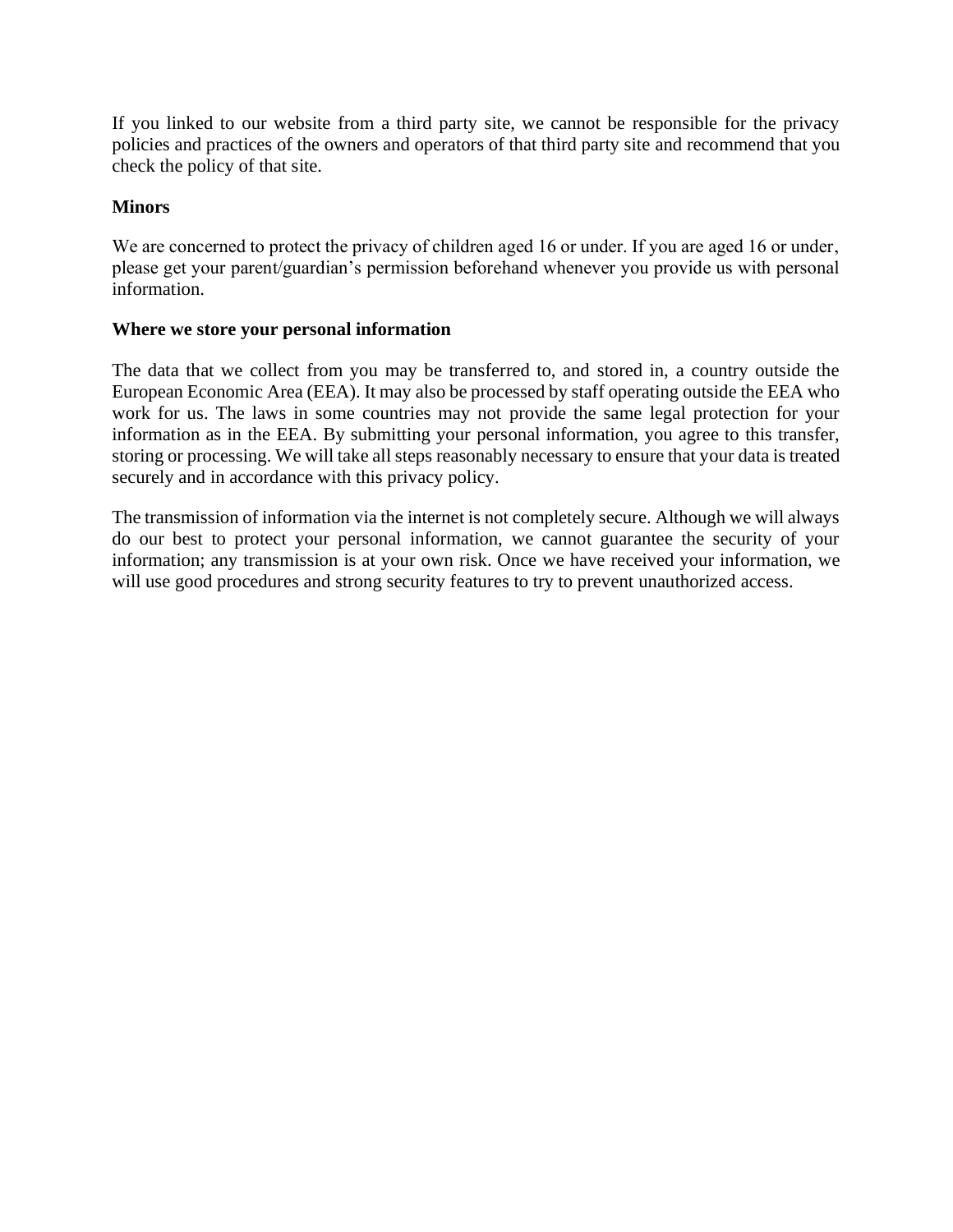If you linked to our website from a third party site, we cannot be responsible for the privacy policies and practices of the owners and operators of that third party site and recommend that you check the policy of that site.

**Minors**

We are concerned to protect the privacy of children aged 16 or under. If you are aged 16 or under, please get your parent/guardian's permission beforehand whenever you provide us with personal information.

**Where we store your personal information**

The data that we collect from you may be transferred to, and stored in, a country outside the European Economic Area (EEA). It may also be processed by staff operating outside the EEA who work for us. The laws in some countries may not provide the same legal protection for your information as in the EEA. By submitting your personal information, you agree to this transfer, storing or processing. We will take all steps reasonably necessary to ensure that your data is treated securely and in accordance with this privacy policy.

The transmission of information via the internet is not completely secure. Although we will always do our best to protect your personal information, we cannot guarantee the security of your information; any transmission is at your own risk. Once we have received your information, we will use good procedures and strong security features to try to prevent unauthorized access.